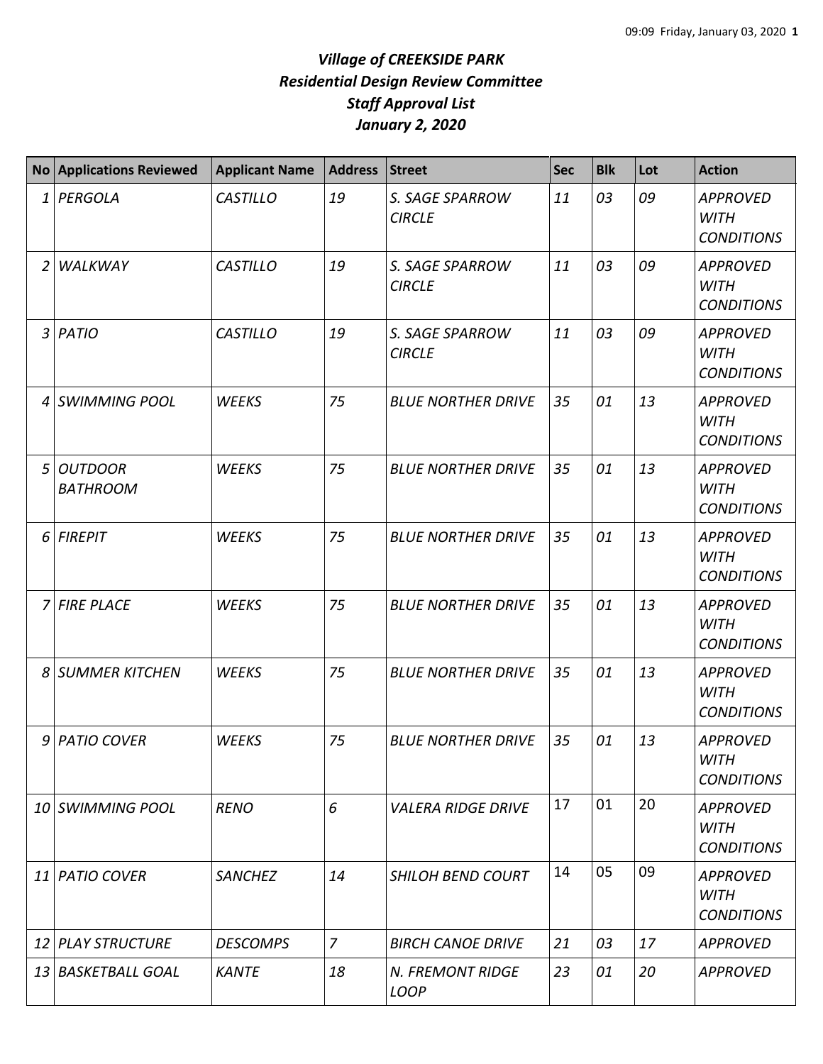# *Village of CREEKSIDE PARK*
## *Residential Design Review Committee*
## *Staff Approval List*
## *January 2, 2020*

| No | Applications Reviewed | Applicant Name | Address | Street | Sec | Blk | Lot | Action |
|---|---|---|---|---|---|---|---|---|
| *1* | *PERGOLA* | *CASTILLO* | *19* | *S. SAGE SPARROW CIRCLE* | *11* | *03* | *09* | *APPROVED WITH CONDITIONS* |
| *2* | *WALKWAY* | *CASTILLO* | *19* | *S. SAGE SPARROW CIRCLE* | *11* | *03* | *09* | *APPROVED WITH CONDITIONS* |
| *3* | *PATIO* | *CASTILLO* | *19* | *S. SAGE SPARROW CIRCLE* | *11* | *03* | *09* | *APPROVED WITH CONDITIONS* |
| *4* | *SWIMMING POOL* | *WEEKS* | *75* | *BLUE NORTHER DRIVE* | *35* | *01* | *13* | *APPROVED WITH CONDITIONS* |
| *5* | *OUTDOOR BATHROOM* | *WEEKS* | *75* | *BLUE NORTHER DRIVE* | *35* | *01* | *13* | *APPROVED WITH CONDITIONS* |
| *6* | *FIREPIT* | *WEEKS* | *75* | *BLUE NORTHER DRIVE* | *35* | *01* | *13* | *APPROVED WITH CONDITIONS* |
| *7* | *FIRE PLACE* | *WEEKS* | *75* | *BLUE NORTHER DRIVE* | *35* | *01* | *13* | *APPROVED WITH CONDITIONS* |
| *8* | *SUMMER KITCHEN* | *WEEKS* | *75* | *BLUE NORTHER DRIVE* | *35* | *01* | *13* | *APPROVED WITH CONDITIONS* |
| *9* | *PATIO COVER* | *WEEKS* | *75* | *BLUE NORTHER DRIVE* | *35* | *01* | *13* | *APPROVED WITH CONDITIONS* |
| *10* | *SWIMMING POOL* | *RENO* | *6* | *VALERA RIDGE DRIVE* | 17 | 01 | 20 | *APPROVED WITH CONDITIONS* |
| *11* | *PATIO COVER* | *SANCHEZ* | *14* | *SHILOH BEND COURT* | 14 | 05 | 09 | *APPROVED WITH CONDITIONS* |
| *12* | *PLAY STRUCTURE* | *DESCOMPS* | *7* | *BIRCH CANOE DRIVE* | *21* | *03* | *17* | *APPROVED* |
| *13* | *BASKETBALL GOAL* | *KANTE* | *18* | *N. FREMONT RIDGE LOOP* | *23* | *01* | *20* | *APPROVED* |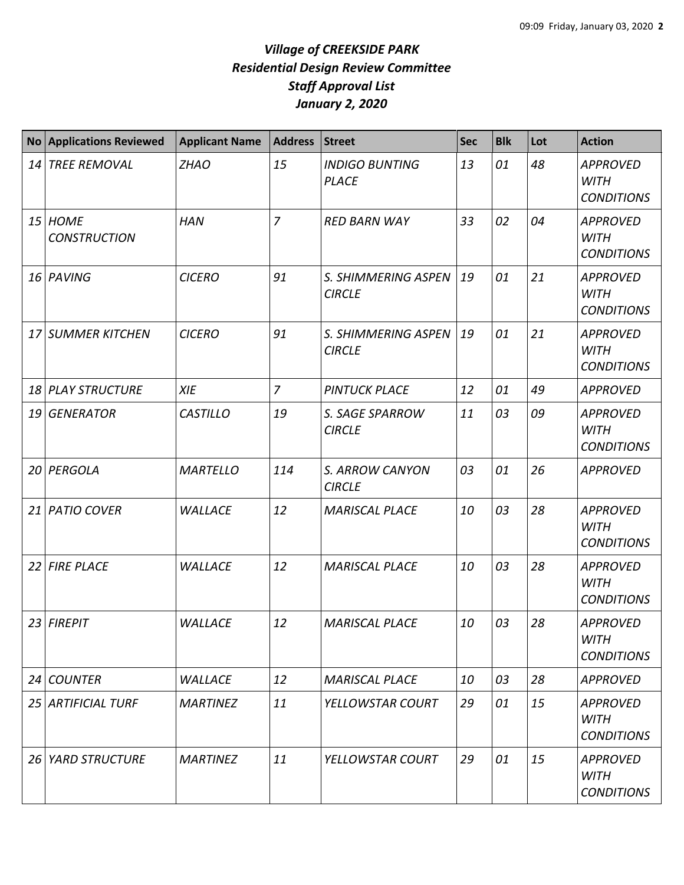# *Village of CREEKSIDE PARK*
## *Residential Design Review Committee*
## *Staff Approval List*
## *January 2, 2020*

| No | Applications Reviewed | Applicant Name | Address | Street | Sec | Blk | Lot | Action |
|---|---|---|---|---|---|---|---|---|
| 14 | TREE REMOVAL | ZHAO | 15 | INDIGO BUNTING PLACE | 13 | 01 | 48 | APPROVED WITH CONDITIONS |
| 15 | HOME CONSTRUCTION | HAN | 7 | RED BARN WAY | 33 | 02 | 04 | APPROVED WITH CONDITIONS |
| 16 | PAVING | CICERO | 91 | S. SHIMMERING ASPEN CIRCLE | 19 | 01 | 21 | APPROVED WITH CONDITIONS |
| 17 | SUMMER KITCHEN | CICERO | 91 | S. SHIMMERING ASPEN CIRCLE | 19 | 01 | 21 | APPROVED WITH CONDITIONS |
| 18 | PLAY STRUCTURE | XIE | 7 | PINTUCK PLACE | 12 | 01 | 49 | APPROVED |
| 19 | GENERATOR | CASTILLO | 19 | S. SAGE SPARROW CIRCLE | 11 | 03 | 09 | APPROVED WITH CONDITIONS |
| 20 | PERGOLA | MARTELLO | 114 | S. ARROW CANYON CIRCLE | 03 | 01 | 26 | APPROVED |
| 21 | PATIO COVER | WALLACE | 12 | MARISCAL PLACE | 10 | 03 | 28 | APPROVED WITH CONDITIONS |
| 22 | FIRE PLACE | WALLACE | 12 | MARISCAL PLACE | 10 | 03 | 28 | APPROVED WITH CONDITIONS |
| 23 | FIREPIT | WALLACE | 12 | MARISCAL PLACE | 10 | 03 | 28 | APPROVED WITH CONDITIONS |
| 24 | COUNTER | WALLACE | 12 | MARISCAL PLACE | 10 | 03 | 28 | APPROVED |
| 25 | ARTIFICIAL TURF | MARTINEZ | 11 | YELLOWSTAR COURT | 29 | 01 | 15 | APPROVED WITH CONDITIONS |
| 26 | YARD STRUCTURE | MARTINEZ | 11 | YELLOWSTAR COURT | 29 | 01 | 15 | APPROVED WITH CONDITIONS |